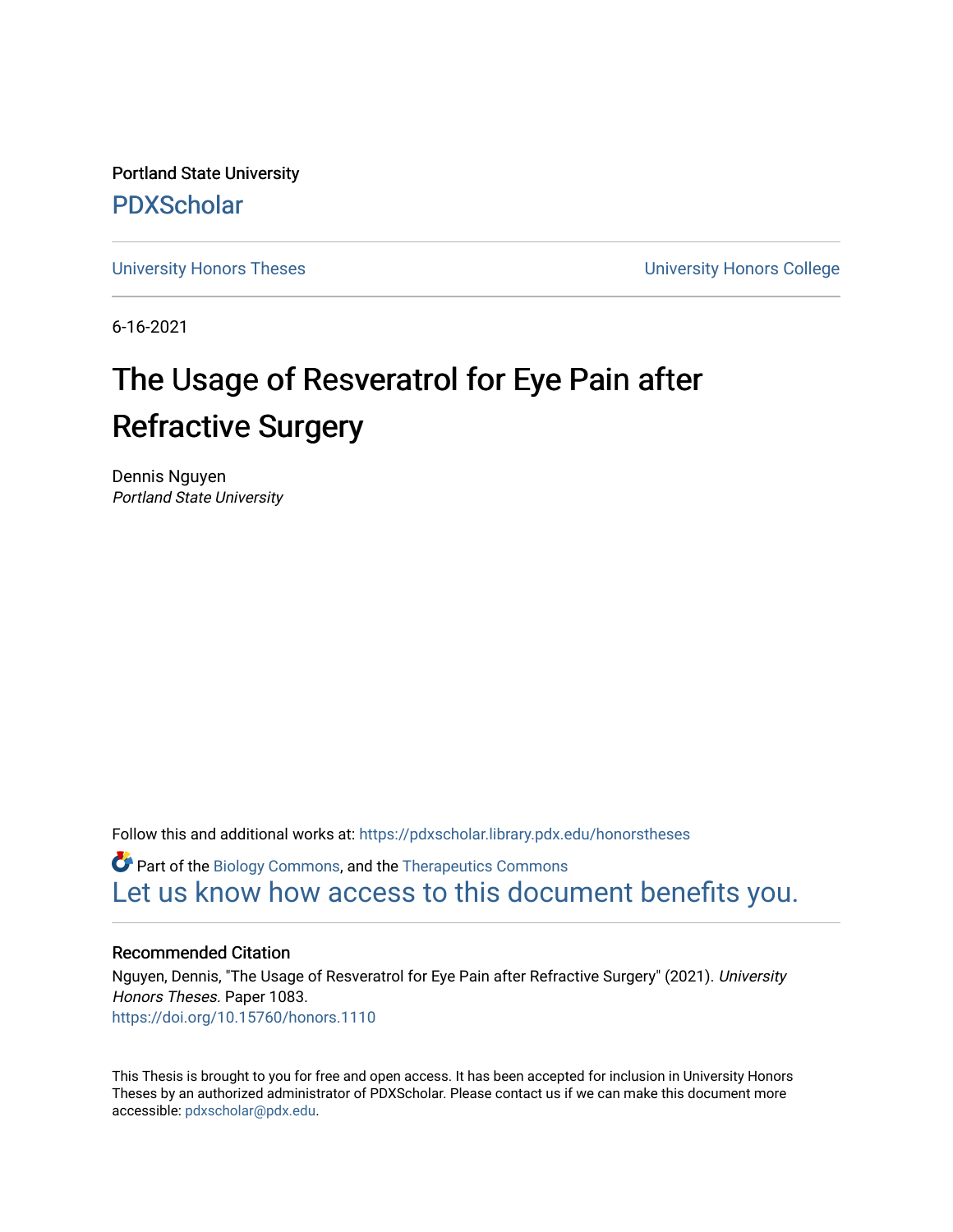Portland State University

PDXScholar

University Honors Theses

University Honors College

6-16-2021

# The Usage of Resveratrol for Eye Pain after Refractive Surgery

Dennis Nguyen
*Portland State University*

Follow this and additional works at: https://pdxscholar.library.pdx.edu/honorstheses

Part of the Biology Commons, and the Therapeutics Commons

Let us know how access to this document benefits you.

## Recommended Citation

Nguyen, Dennis, "The Usage of Resveratrol for Eye Pain after Refractive Surgery" (2021). *University Honors Theses.* Paper 1083.
https://doi.org/10.15760/honors.1110

This Thesis is brought to you for free and open access. It has been accepted for inclusion in University Honors Theses by an authorized administrator of PDXScholar. Please contact us if we can make this document more accessible: pdxscholar@pdx.edu.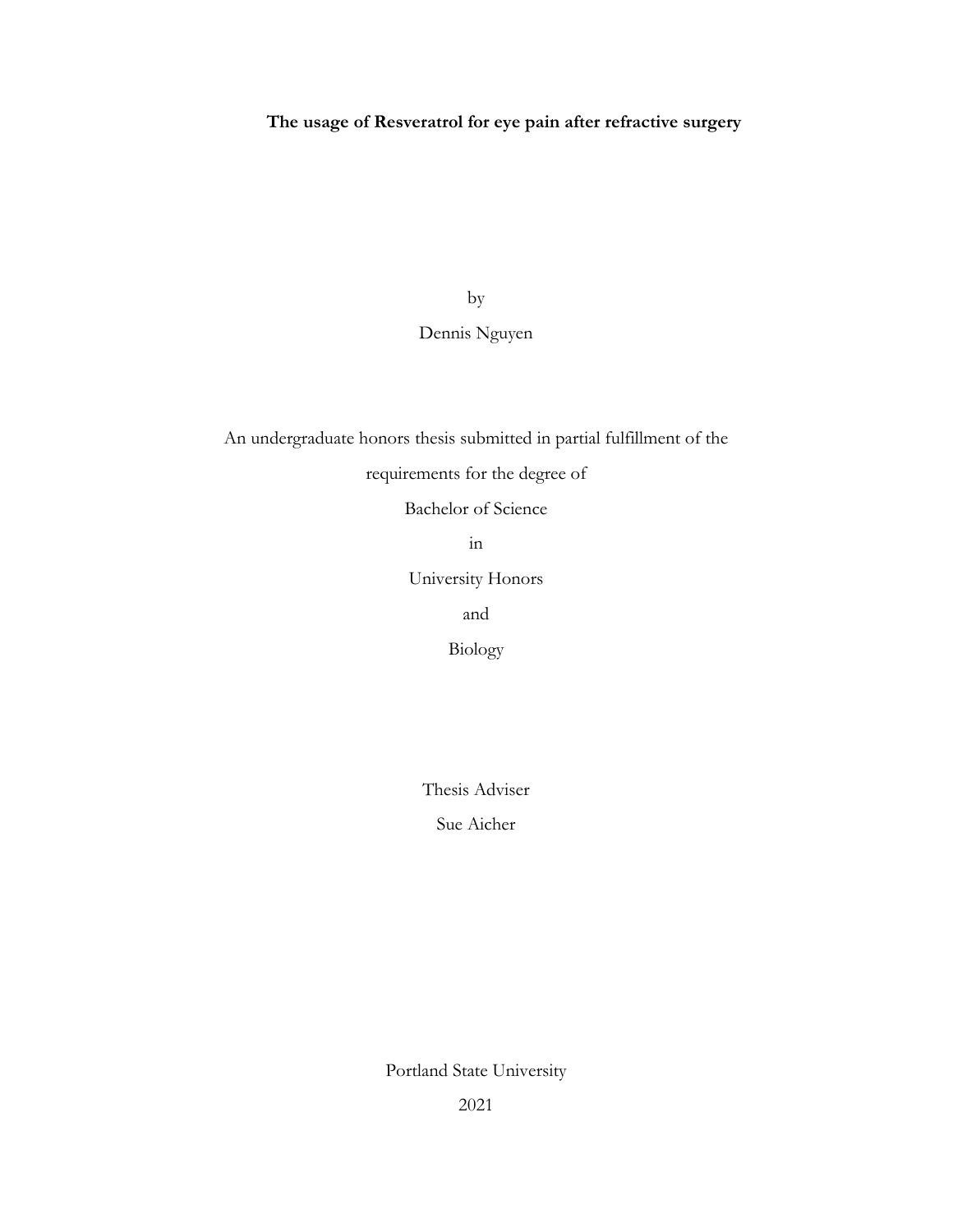**The usage of Resveratrol for eye pain after refractive surgery**

by

Dennis Nguyen

An undergraduate honors thesis submitted in partial fulfillment of the

requirements for the degree of

Bachelor of Science

in

University Honors

and

Biology

Thesis Adviser

Sue Aicher

Portland State University

2021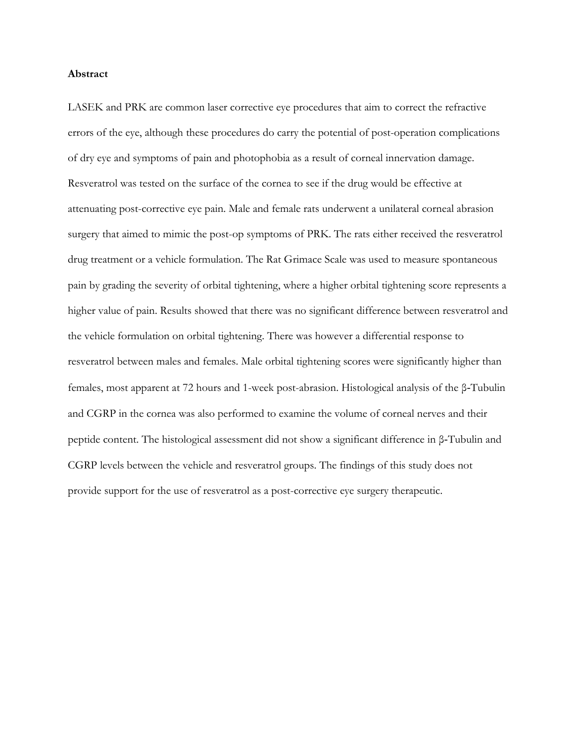**Abstract**

LASEK and PRK are common laser corrective eye procedures that aim to correct the refractive errors of the eye, although these procedures do carry the potential of post-operation complications of dry eye and symptoms of pain and photophobia as a result of corneal innervation damage. Resveratrol was tested on the surface of the cornea to see if the drug would be effective at attenuating post-corrective eye pain. Male and female rats underwent a unilateral corneal abrasion surgery that aimed to mimic the post-op symptoms of PRK. The rats either received the resveratrol drug treatment or a vehicle formulation. The Rat Grimace Scale was used to measure spontaneous pain by grading the severity of orbital tightening, where a higher orbital tightening score represents a higher value of pain. Results showed that there was no significant difference between resveratrol and the vehicle formulation on orbital tightening. There was however a differential response to resveratrol between males and females. Male orbital tightening scores were significantly higher than females, most apparent at 72 hours and 1-week post-abrasion. Histological analysis of the β-Tubulin and CGRP in the cornea was also performed to examine the volume of corneal nerves and their peptide content. The histological assessment did not show a significant difference in β-Tubulin and CGRP levels between the vehicle and resveratrol groups. The findings of this study does not provide support for the use of resveratrol as a post-corrective eye surgery therapeutic.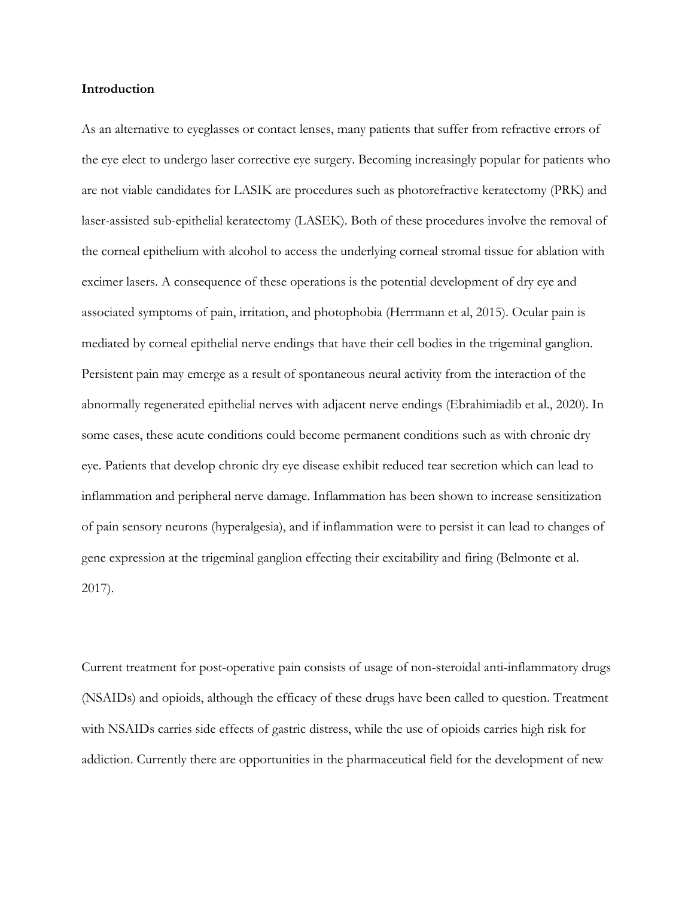**Introduction**

As an alternative to eyeglasses or contact lenses, many patients that suffer from refractive errors of the eye elect to undergo laser corrective eye surgery. Becoming increasingly popular for patients who are not viable candidates for LASIK are procedures such as photorefractive keratectomy (PRK) and laser-assisted sub-epithelial keratectomy (LASEK). Both of these procedures involve the removal of the corneal epithelium with alcohol to access the underlying corneal stromal tissue for ablation with excimer lasers. A consequence of these operations is the potential development of dry eye and associated symptoms of pain, irritation, and photophobia (Herrmann et al, 2015). Ocular pain is mediated by corneal epithelial nerve endings that have their cell bodies in the trigeminal ganglion. Persistent pain may emerge as a result of spontaneous neural activity from the interaction of the abnormally regenerated epithelial nerves with adjacent nerve endings (Ebrahimiadib et al., 2020). In some cases, these acute conditions could become permanent conditions such as with chronic dry eye. Patients that develop chronic dry eye disease exhibit reduced tear secretion which can lead to inflammation and peripheral nerve damage. Inflammation has been shown to increase sensitization of pain sensory neurons (hyperalgesia), and if inflammation were to persist it can lead to changes of gene expression at the trigeminal ganglion effecting their excitability and firing (Belmonte et al. 2017).

Current treatment for post-operative pain consists of usage of non-steroidal anti-inflammatory drugs (NSAIDs) and opioids, although the efficacy of these drugs have been called to question. Treatment with NSAIDs carries side effects of gastric distress, while the use of opioids carries high risk for addiction. Currently there are opportunities in the pharmaceutical field for the development of new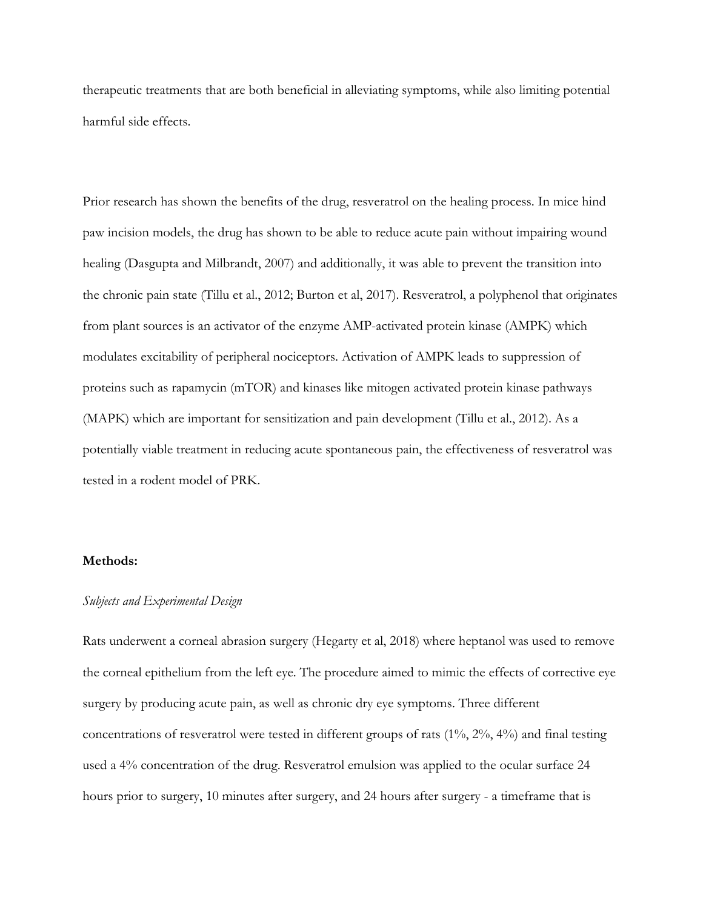therapeutic treatments that are both beneficial in alleviating symptoms, while also limiting potential harmful side effects.

Prior research has shown the benefits of the drug, resveratrol on the healing process. In mice hind paw incision models, the drug has shown to be able to reduce acute pain without impairing wound healing (Dasgupta and Milbrandt, 2007) and additionally, it was able to prevent the transition into the chronic pain state (Tillu et al., 2012; Burton et al, 2017). Resveratrol, a polyphenol that originates from plant sources is an activator of the enzyme AMP-activated protein kinase (AMPK) which modulates excitability of peripheral nociceptors. Activation of AMPK leads to suppression of proteins such as rapamycin (mTOR) and kinases like mitogen activated protein kinase pathways (MAPK) which are important for sensitization and pain development (Tillu et al., 2012). As a potentially viable treatment in reducing acute spontaneous pain, the effectiveness of resveratrol was tested in a rodent model of PRK.

**Methods:**

*Subjects and Experimental Design*

Rats underwent a corneal abrasion surgery (Hegarty et al, 2018) where heptanol was used to remove the corneal epithelium from the left eye. The procedure aimed to mimic the effects of corrective eye surgery by producing acute pain, as well as chronic dry eye symptoms. Three different concentrations of resveratrol were tested in different groups of rats (1%, 2%, 4%) and final testing used a 4% concentration of the drug. Resveratrol emulsion was applied to the ocular surface 24 hours prior to surgery, 10 minutes after surgery, and 24 hours after surgery - a timeframe that is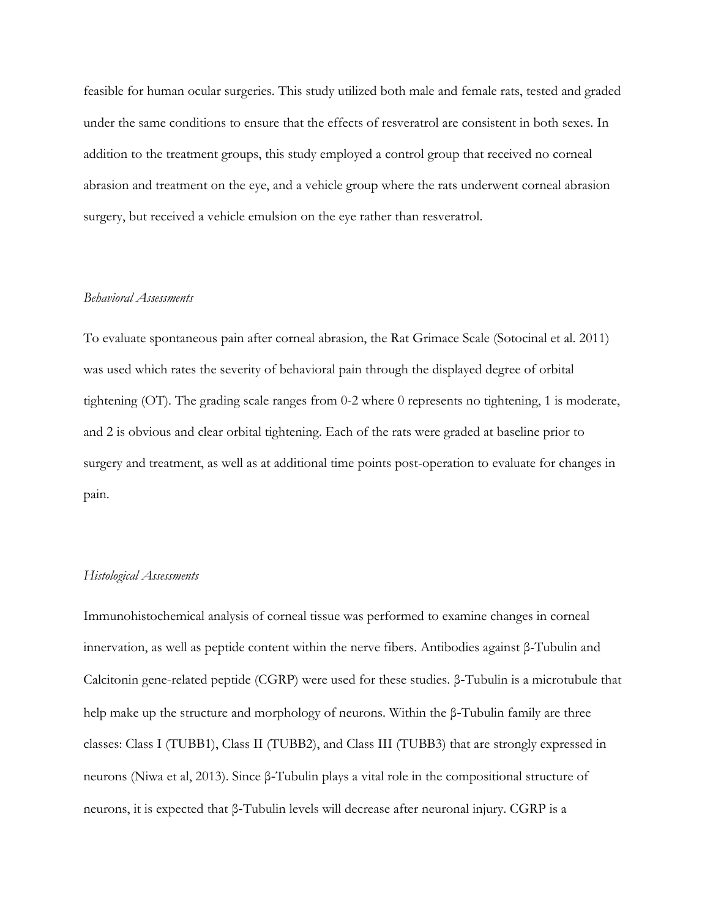feasible for human ocular surgeries. This study utilized both male and female rats, tested and graded under the same conditions to ensure that the effects of resveratrol are consistent in both sexes. In addition to the treatment groups, this study employed a control group that received no corneal abrasion and treatment on the eye, and a vehicle group where the rats underwent corneal abrasion surgery, but received a vehicle emulsion on the eye rather than resveratrol.

*Behavioral Assessments*

To evaluate spontaneous pain after corneal abrasion, the Rat Grimace Scale (Sotocinal et al. 2011) was used which rates the severity of behavioral pain through the displayed degree of orbital tightening (OT). The grading scale ranges from 0-2 where 0 represents no tightening, 1 is moderate, and 2 is obvious and clear orbital tightening. Each of the rats were graded at baseline prior to surgery and treatment, as well as at additional time points post-operation to evaluate for changes in pain.

*Histological Assessments*

Immunohistochemical analysis of corneal tissue was performed to examine changes in corneal innervation, as well as peptide content within the nerve fibers. Antibodies against β-Tubulin and Calcitonin gene-related peptide (CGRP) were used for these studies. β-Tubulin is a microtubule that help make up the structure and morphology of neurons. Within the β-Tubulin family are three classes: Class I (TUBB1), Class II (TUBB2), and Class III (TUBB3) that are strongly expressed in neurons (Niwa et al, 2013). Since β-Tubulin plays a vital role in the compositional structure of neurons, it is expected that β-Tubulin levels will decrease after neuronal injury. CGRP is a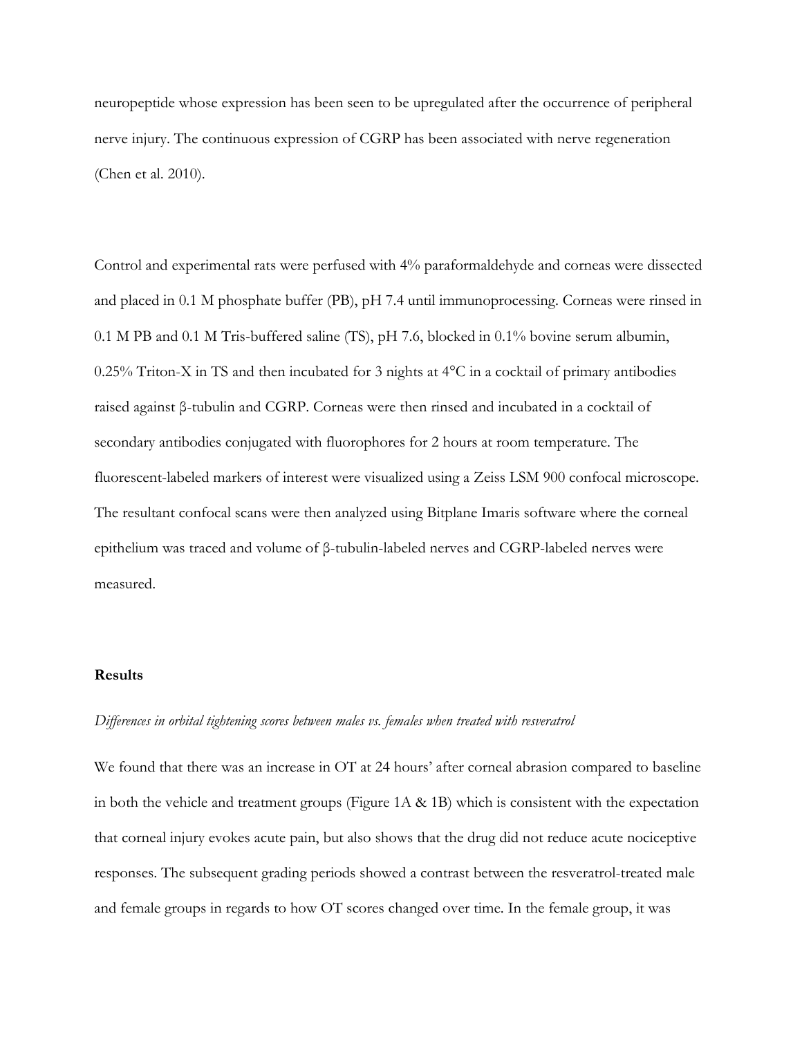neuropeptide whose expression has been seen to be upregulated after the occurrence of peripheral nerve injury. The continuous expression of CGRP has been associated with nerve regeneration (Chen et al. 2010).

Control and experimental rats were perfused with 4% paraformaldehyde and corneas were dissected and placed in 0.1 M phosphate buffer (PB), pH 7.4 until immunoprocessing. Corneas were rinsed in 0.1 M PB and 0.1 M Tris-buffered saline (TS), pH 7.6, blocked in 0.1% bovine serum albumin, 0.25% Triton-X in TS and then incubated for 3 nights at 4°C in a cocktail of primary antibodies raised against β-tubulin and CGRP. Corneas were then rinsed and incubated in a cocktail of secondary antibodies conjugated with fluorophores for 2 hours at room temperature. The fluorescent-labeled markers of interest were visualized using a Zeiss LSM 900 confocal microscope. The resultant confocal scans were then analyzed using Bitplane Imaris software where the corneal epithelium was traced and volume of β-tubulin-labeled nerves and CGRP-labeled nerves were measured.

### Results

*Differences in orbital tightening scores between males vs. females when treated with resveratrol*

We found that there was an increase in OT at 24 hours' after corneal abrasion compared to baseline in both the vehicle and treatment groups (Figure 1A & 1B) which is consistent with the expectation that corneal injury evokes acute pain, but also shows that the drug did not reduce acute nociceptive responses. The subsequent grading periods showed a contrast between the resveratrol-treated male and female groups in regards to how OT scores changed over time. In the female group, it was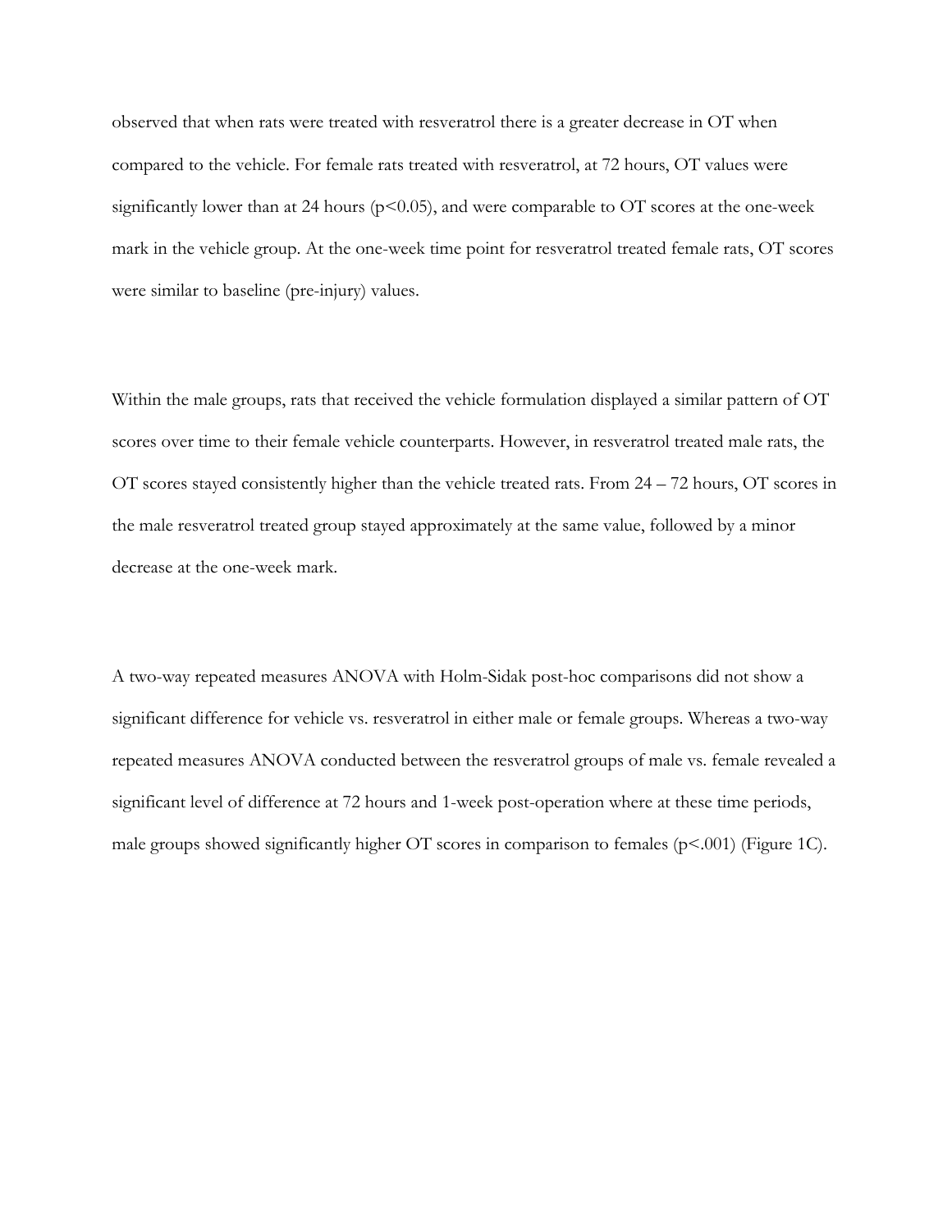observed that when rats were treated with resveratrol there is a greater decrease in OT when compared to the vehicle. For female rats treated with resveratrol, at 72 hours, OT values were significantly lower than at 24 hours ($p<0.05$), and were comparable to OT scores at the one-week mark in the vehicle group. At the one-week time point for resveratrol treated female rats, OT scores were similar to baseline (pre-injury) values.

Within the male groups, rats that received the vehicle formulation displayed a similar pattern of OT scores over time to their female vehicle counterparts. However, in resveratrol treated male rats, the OT scores stayed consistently higher than the vehicle treated rats. From 24 – 72 hours, OT scores in the male resveratrol treated group stayed approximately at the same value, followed by a minor decrease at the one-week mark.

A two-way repeated measures ANOVA with Holm-Sidak post-hoc comparisons did not show a significant difference for vehicle vs. resveratrol in either male or female groups. Whereas a two-way repeated measures ANOVA conducted between the resveratrol groups of male vs. female revealed a significant level of difference at 72 hours and 1-week post-operation where at these time periods, male groups showed significantly higher OT scores in comparison to females ($p<.001$) (Figure 1C).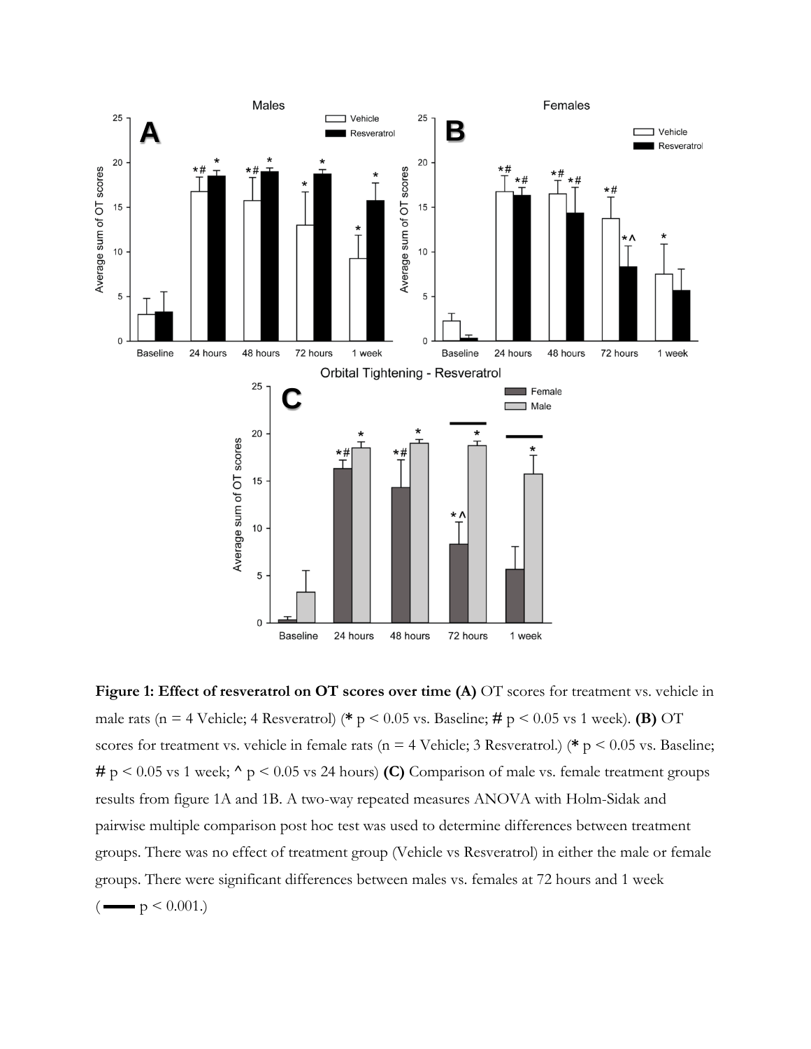**Figure 1: Effect of resveratrol on OT scores over time (A)** OT scores for treatment vs. vehicle in male rats (n = 4 Vehicle; 4 Resveratrol) (**\*** $p < 0.05$ vs. Baseline; **#** $p < 0.05$ vs 1 week). **(B)** OT scores for treatment vs. vehicle in female rats (n = 4 Vehicle; 3 Resveratrol.) (**\*** $p < 0.05$ vs. Baseline; **#** $p < 0.05$ vs 1 week; **^** $p < 0.05$ vs 24 hours) **(C)** Comparison of male vs. female treatment groups results from figure 1A and 1B. A two-way repeated measures ANOVA with Holm-Sidak and pairwise multiple comparison post hoc test was used to determine differences between treatment groups. There was no effect of treatment group (Vehicle vs Resveratrol) in either the male or female groups. There were significant differences between males vs. females at 72 hours and 1 week (▬ $p < 0.001$.)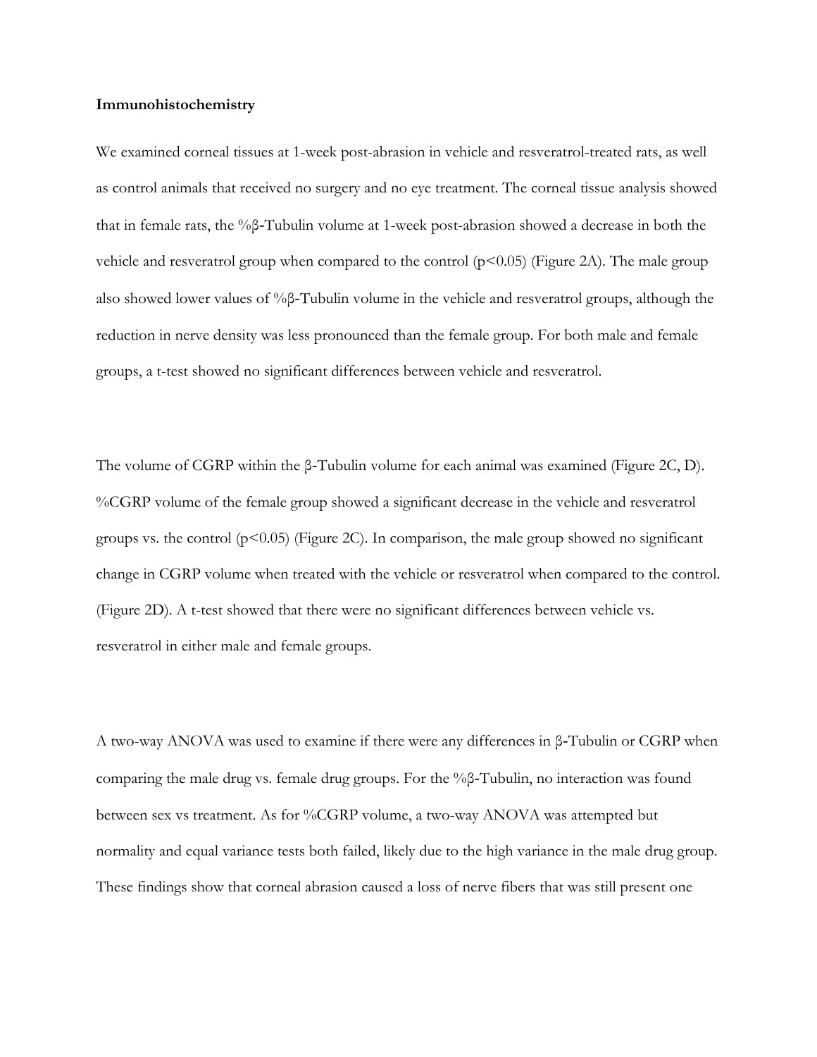**Immunohistochemistry**

We examined corneal tissues at 1-week post-abrasion in vehicle and resveratrol-treated rats, as well as control animals that received no surgery and no eye treatment. The corneal tissue analysis showed that in female rats, the %β-Tubulin volume at 1-week post-abrasion showed a decrease in both the vehicle and resveratrol group when compared to the control ($p<0.05$) (Figure 2A). The male group also showed lower values of %β-Tubulin volume in the vehicle and resveratrol groups, although the reduction in nerve density was less pronounced than the female group. For both male and female groups, a t-test showed no significant differences between vehicle and resveratrol.

The volume of CGRP within the β-Tubulin volume for each animal was examined (Figure 2C, D). %CGRP volume of the female group showed a significant decrease in the vehicle and resveratrol groups vs. the control ($p<0.05$) (Figure 2C). In comparison, the male group showed no significant change in CGRP volume when treated with the vehicle or resveratrol when compared to the control. (Figure 2D). A t-test showed that there were no significant differences between vehicle vs. resveratrol in either male and female groups.

A two-way ANOVA was used to examine if there were any differences in β-Tubulin or CGRP when comparing the male drug vs. female drug groups. For the %β-Tubulin, no interaction was found between sex vs treatment. As for %CGRP volume, a two-way ANOVA was attempted but normality and equal variance tests both failed, likely due to the high variance in the male drug group. These findings show that corneal abrasion caused a loss of nerve fibers that was still present one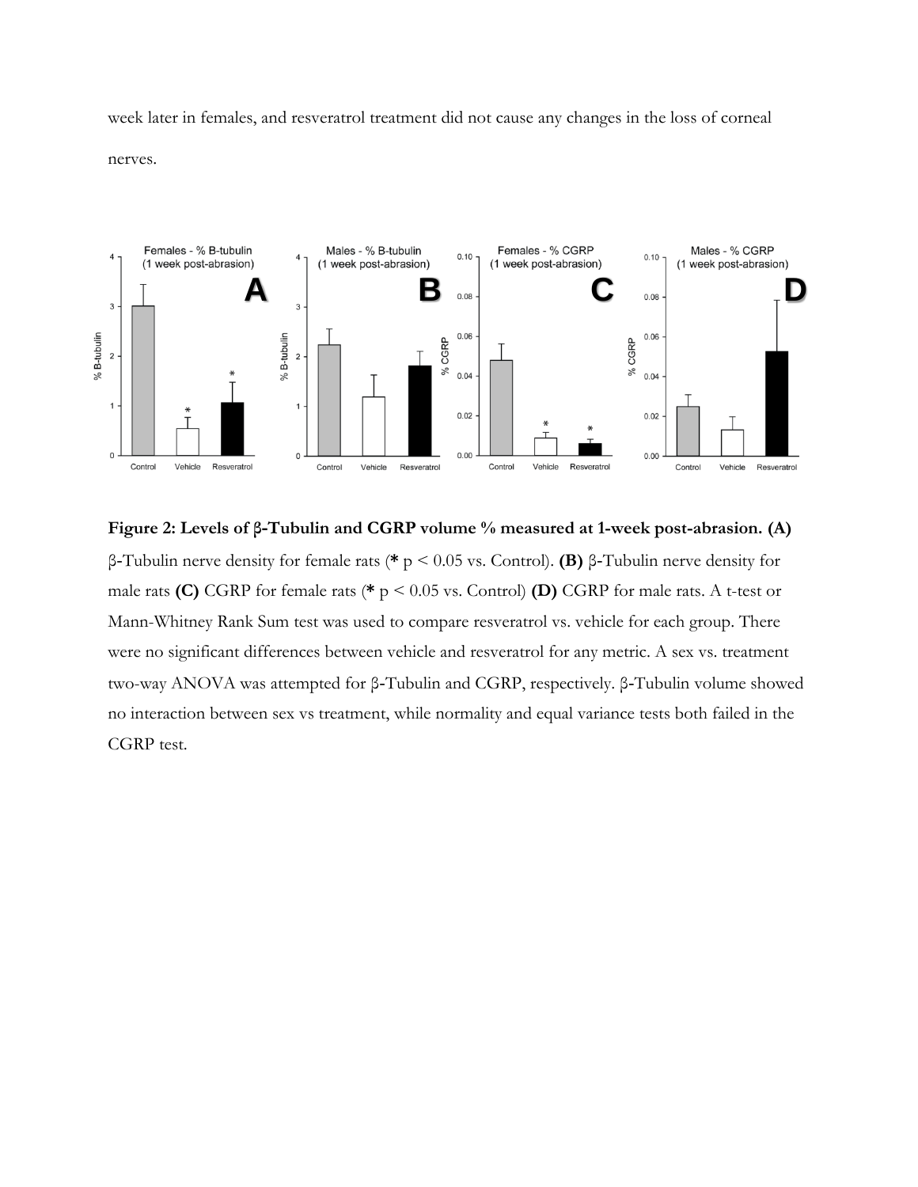week later in females, and resveratrol treatment did not cause any changes in the loss of corneal nerves.

**Figure 2: Levels of β-Tubulin and CGRP volume % measured at 1-week post-abrasion. (A)** β-Tubulin nerve density for female rats (* $p < 0.05$ vs. Control). **(B)** β-Tubulin nerve density for male rats **(C)** CGRP for female rats (* $p < 0.05$ vs. Control) **(D)** CGRP for male rats. A t-test or Mann-Whitney Rank Sum test was used to compare resveratrol vs. vehicle for each group. There were no significant differences between vehicle and resveratrol for any metric. A sex vs. treatment two-way ANOVA was attempted for β-Tubulin and CGRP, respectively. β-Tubulin volume showed no interaction between sex vs treatment, while normality and equal variance tests both failed in the CGRP test.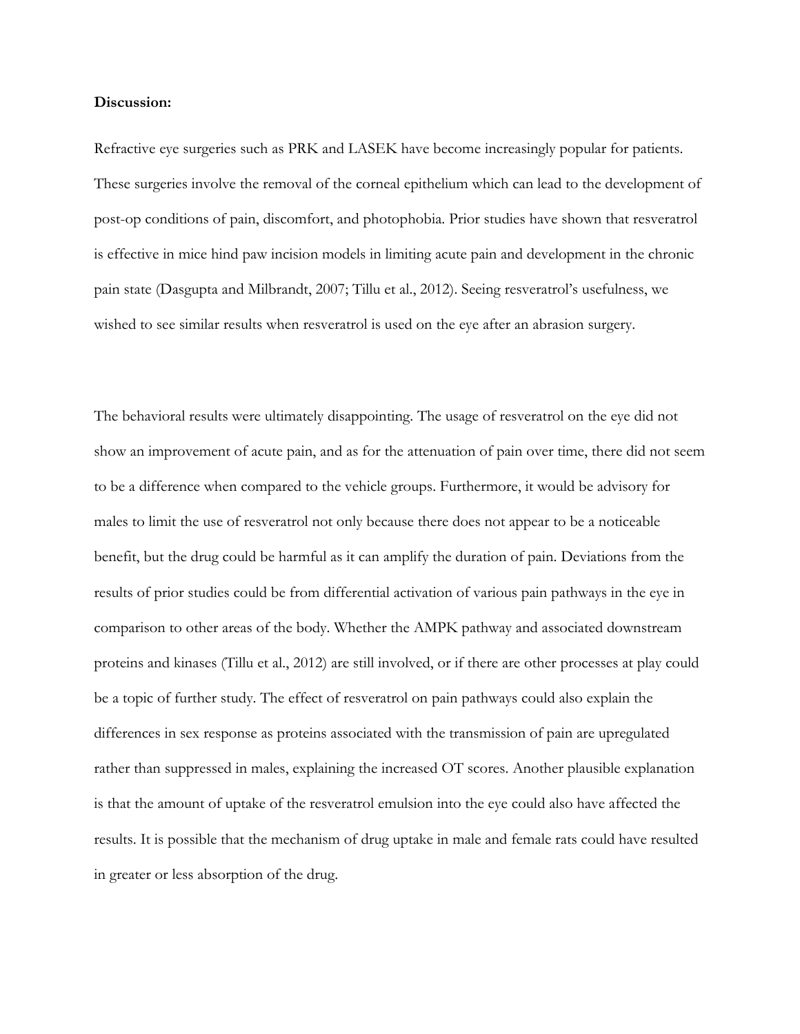**Discussion:**

Refractive eye surgeries such as PRK and LASEK have become increasingly popular for patients. These surgeries involve the removal of the corneal epithelium which can lead to the development of post-op conditions of pain, discomfort, and photophobia. Prior studies have shown that resveratrol is effective in mice hind paw incision models in limiting acute pain and development in the chronic pain state (Dasgupta and Milbrandt, 2007; Tillu et al., 2012). Seeing resveratrol's usefulness, we wished to see similar results when resveratrol is used on the eye after an abrasion surgery.

The behavioral results were ultimately disappointing. The usage of resveratrol on the eye did not show an improvement of acute pain, and as for the attenuation of pain over time, there did not seem to be a difference when compared to the vehicle groups. Furthermore, it would be advisory for males to limit the use of resveratrol not only because there does not appear to be a noticeable benefit, but the drug could be harmful as it can amplify the duration of pain. Deviations from the results of prior studies could be from differential activation of various pain pathways in the eye in comparison to other areas of the body. Whether the AMPK pathway and associated downstream proteins and kinases (Tillu et al., 2012) are still involved, or if there are other processes at play could be a topic of further study. The effect of resveratrol on pain pathways could also explain the differences in sex response as proteins associated with the transmission of pain are upregulated rather than suppressed in males, explaining the increased OT scores. Another plausible explanation is that the amount of uptake of the resveratrol emulsion into the eye could also have affected the results. It is possible that the mechanism of drug uptake in male and female rats could have resulted in greater or less absorption of the drug.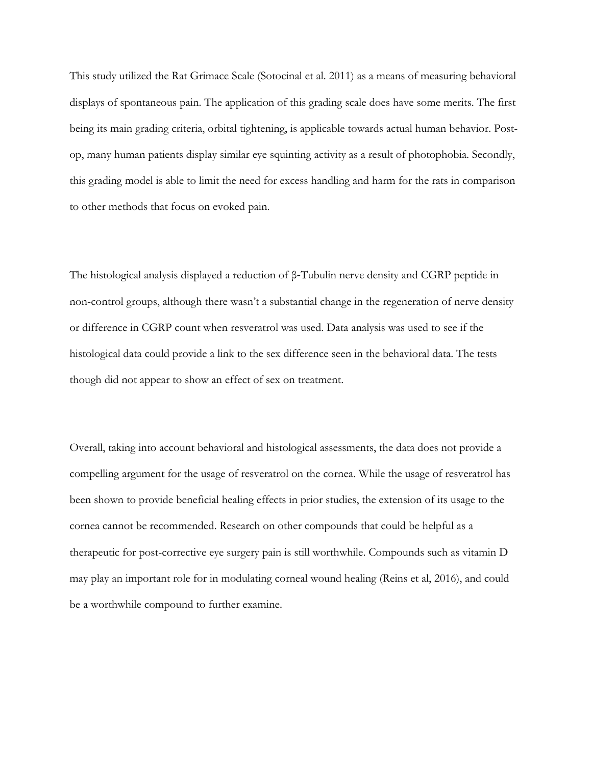This study utilized the Rat Grimace Scale (Sotocinal et al. 2011) as a means of measuring behavioral displays of spontaneous pain. The application of this grading scale does have some merits. The first being its main grading criteria, orbital tightening, is applicable towards actual human behavior. Post-op, many human patients display similar eye squinting activity as a result of photophobia. Secondly, this grading model is able to limit the need for excess handling and harm for the rats in comparison to other methods that focus on evoked pain.

The histological analysis displayed a reduction of β-Tubulin nerve density and CGRP peptide in non-control groups, although there wasn't a substantial change in the regeneration of nerve density or difference in CGRP count when resveratrol was used. Data analysis was used to see if the histological data could provide a link to the sex difference seen in the behavioral data. The tests though did not appear to show an effect of sex on treatment.

Overall, taking into account behavioral and histological assessments, the data does not provide a compelling argument for the usage of resveratrol on the cornea. While the usage of resveratrol has been shown to provide beneficial healing effects in prior studies, the extension of its usage to the cornea cannot be recommended. Research on other compounds that could be helpful as a therapeutic for post-corrective eye surgery pain is still worthwhile. Compounds such as vitamin D may play an important role for in modulating corneal wound healing (Reins et al, 2016), and could be a worthwhile compound to further examine.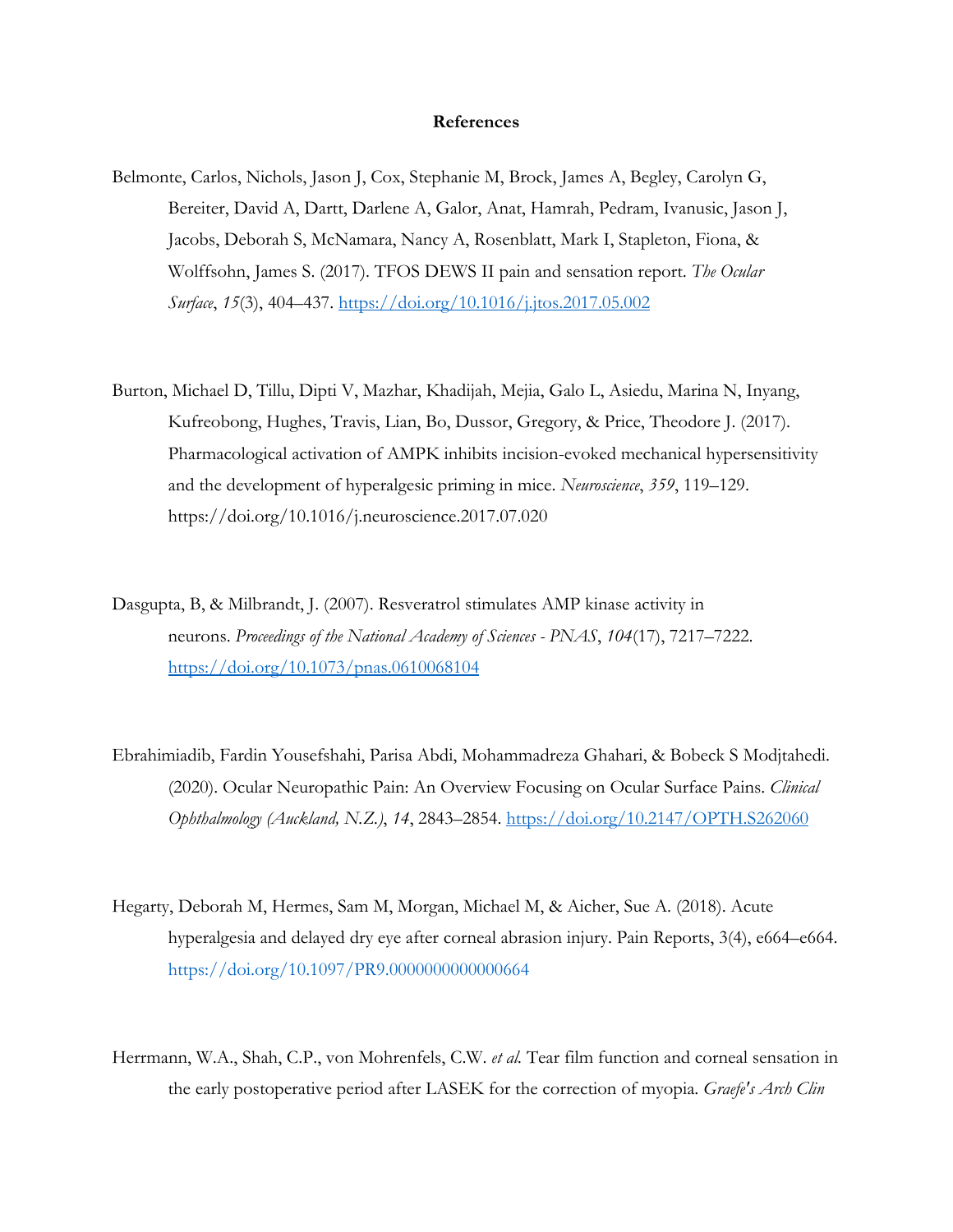**References**

Belmonte, Carlos, Nichols, Jason J, Cox, Stephanie M, Brock, James A, Begley, Carolyn G, Bereiter, David A, Dartt, Darlene A, Galor, Anat, Hamrah, Pedram, Ivanusic, Jason J, Jacobs, Deborah S, McNamara, Nancy A, Rosenblatt, Mark I, Stapleton, Fiona, & Wolffsohn, James S. (2017). TFOS DEWS II pain and sensation report. *The Ocular Surface*, *15*(3), 404–437. https://doi.org/10.1016/j.jtos.2017.05.002

Burton, Michael D, Tillu, Dipti V, Mazhar, Khadijah, Mejia, Galo L, Asiedu, Marina N, Inyang, Kufreobong, Hughes, Travis, Lian, Bo, Dussor, Gregory, & Price, Theodore J. (2017). Pharmacological activation of AMPK inhibits incision-evoked mechanical hypersensitivity and the development of hyperalgesic priming in mice. *Neuroscience*, *359*, 119–129. https://doi.org/10.1016/j.neuroscience.2017.07.020

Dasgupta, B, & Milbrandt, J. (2007). Resveratrol stimulates AMP kinase activity in neurons. *Proceedings of the National Academy of Sciences - PNAS*, *104*(17), 7217–7222. https://doi.org/10.1073/pnas.0610068104

Ebrahimiadib, Fardin Yousefshahi, Parisa Abdi, Mohammadreza Ghahari, & Bobeck S Modjtahedi. (2020). Ocular Neuropathic Pain: An Overview Focusing on Ocular Surface Pains. *Clinical Ophthalmology (Auckland, N.Z.)*, *14*, 2843–2854. https://doi.org/10.2147/OPTH.S262060

Hegarty, Deborah M, Hermes, Sam M, Morgan, Michael M, & Aicher, Sue A. (2018). Acute hyperalgesia and delayed dry eye after corneal abrasion injury. Pain Reports, 3(4), e664–e664. https://doi.org/10.1097/PR9.0000000000000664

Herrmann, W.A., Shah, C.P., von Mohrenfels, C.W. *et al.* Tear film function and corneal sensation in the early postoperative period after LASEK for the correction of myopia. *Graefe's Arch Clin*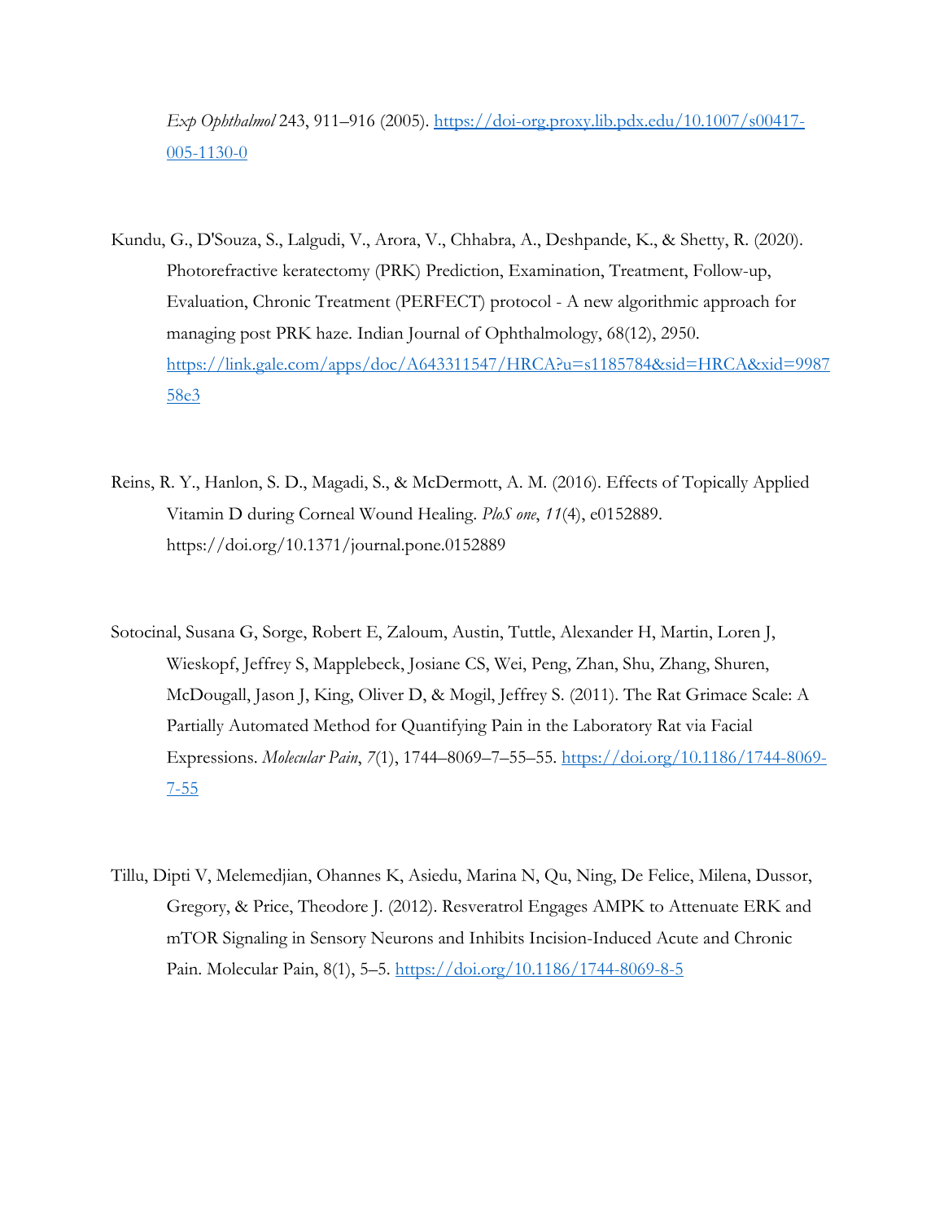*Exp Ophthalmol* 243, 911–916 (2005). https://doi-org.proxy.lib.pdx.edu/10.1007/s00417-005-1130-0

Kundu, G., D'Souza, S., Lalgudi, V., Arora, V., Chhabra, A., Deshpande, K., & Shetty, R. (2020). Photorefractive keratectomy (PRK) Prediction, Examination, Treatment, Follow-up, Evaluation, Chronic Treatment (PERFECT) protocol - A new algorithmic approach for managing post PRK haze. Indian Journal of Ophthalmology, 68(12), 2950. https://link.gale.com/apps/doc/A643311547/HRCA?u=s1185784&sid=HRCA&xid=998758e3

Reins, R. Y., Hanlon, S. D., Magadi, S., & McDermott, A. M. (2016). Effects of Topically Applied Vitamin D during Corneal Wound Healing. *PloS one*, *11*(4), e0152889. https://doi.org/10.1371/journal.pone.0152889

Sotocinal, Susana G, Sorge, Robert E, Zaloum, Austin, Tuttle, Alexander H, Martin, Loren J, Wieskopf, Jeffrey S, Mapplebeck, Josiane CS, Wei, Peng, Zhan, Shu, Zhang, Shuren, McDougall, Jason J, King, Oliver D, & Mogil, Jeffrey S. (2011). The Rat Grimace Scale: A Partially Automated Method for Quantifying Pain in the Laboratory Rat via Facial Expressions. *Molecular Pain*, *7*(1), 1744–8069–7–55–55. https://doi.org/10.1186/1744-8069-7-55

Tillu, Dipti V, Melemedjian, Ohannes K, Asiedu, Marina N, Qu, Ning, De Felice, Milena, Dussor, Gregory, & Price, Theodore J. (2012). Resveratrol Engages AMPK to Attenuate ERK and mTOR Signaling in Sensory Neurons and Inhibits Incision-Induced Acute and Chronic Pain. Molecular Pain, 8(1), 5–5. https://doi.org/10.1186/1744-8069-8-5